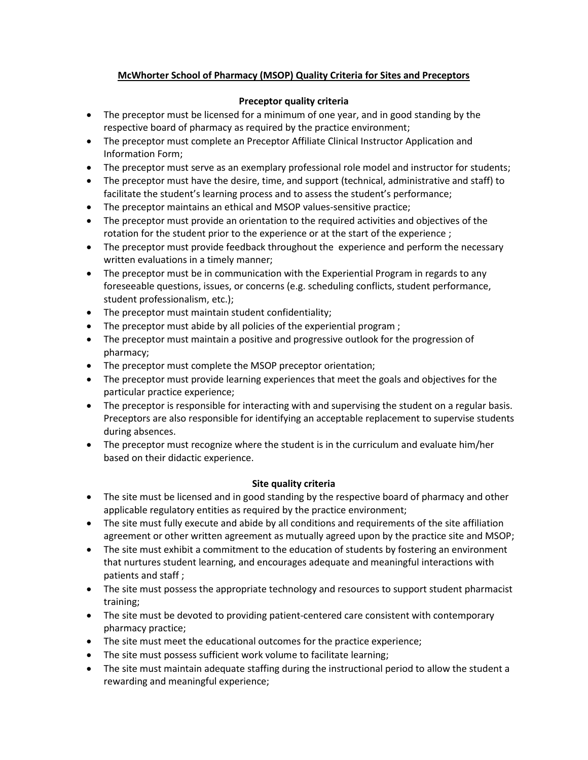**McWhorter School of Pharmacy (MSOP) Quality Criteria for Sites and Preceptors**

**Preceptor quality criteria**

- The preceptor must be licensed for a minimum of one year, and in good standing by the respective board of pharmacy as required by the practice environment;
- The preceptor must complete an Preceptor Affiliate Clinical Instructor Application and Information Form;
- The preceptor must serve as an exemplary professional role model and instructor for students;
- The preceptor must have the desire, time, and support (technical, administrative and staff) to facilitate the student's learning process and to assess the student's performance;
- The preceptor maintains an ethical and MSOP values-sensitive practice;
- The preceptor must provide an orientation to the required activities and objectives of the rotation for the student prior to the experience or at the start of the experience ;
- The preceptor must provide feedback throughout the experience and perform the necessary written evaluations in a timely manner;
- The preceptor must be in communication with the Experiential Program in regards to any foreseeable questions, issues, or concerns (e.g. scheduling conflicts, student performance, student professionalism, etc.);
- The preceptor must maintain student confidentiality;
- The preceptor must abide by all policies of the experiential program ;
- The preceptor must maintain a positive and progressive outlook for the progression of pharmacy;
- The preceptor must complete the MSOP preceptor orientation;
- The preceptor must provide learning experiences that meet the goals and objectives for the particular practice experience;
- The preceptor is responsible for interacting with and supervising the student on a regular basis. Preceptors are also responsible for identifying an acceptable replacement to supervise students during absences.
- The preceptor must recognize where the student is in the curriculum and evaluate him/her based on their didactic experience.

**Site quality criteria**

- The site must be licensed and in good standing by the respective board of pharmacy and other applicable regulatory entities as required by the practice environment;
- The site must fully execute and abide by all conditions and requirements of the site affiliation agreement or other written agreement as mutually agreed upon by the practice site and MSOP;
- The site must exhibit a commitment to the education of students by fostering an environment that nurtures student learning, and encourages adequate and meaningful interactions with patients and staff ;
- The site must possess the appropriate technology and resources to support student pharmacist training;
- The site must be devoted to providing patient-centered care consistent with contemporary pharmacy practice;
- The site must meet the educational outcomes for the practice experience;
- The site must possess sufficient work volume to facilitate learning;
- The site must maintain adequate staffing during the instructional period to allow the student a rewarding and meaningful experience;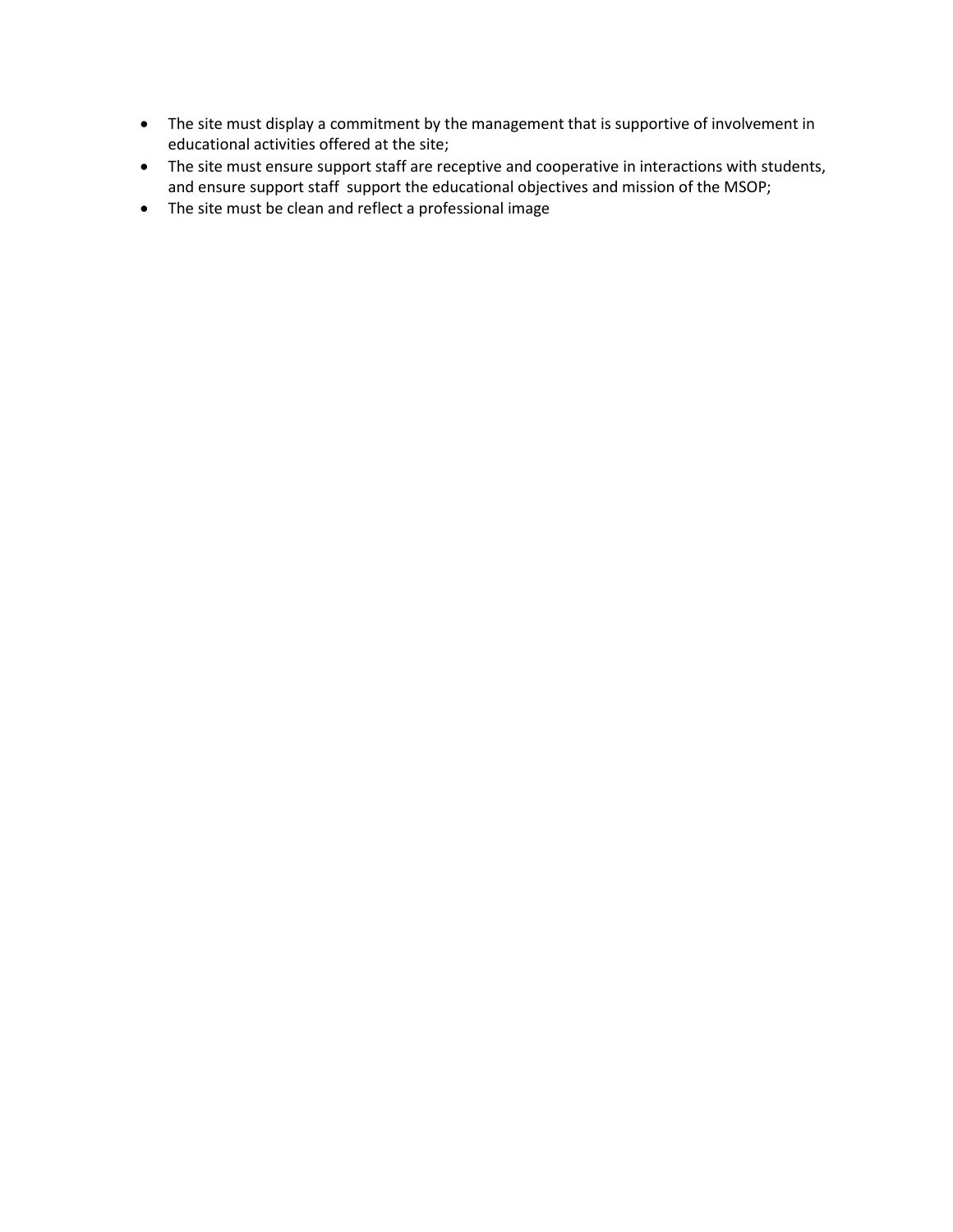- The site must display a commitment by the management that is supportive of involvement in educational activities offered at the site;
- The site must ensure support staff are receptive and cooperative in interactions with students, and ensure support staff support the educational objectives and mission of the MSOP;
- The site must be clean and reflect a professional image